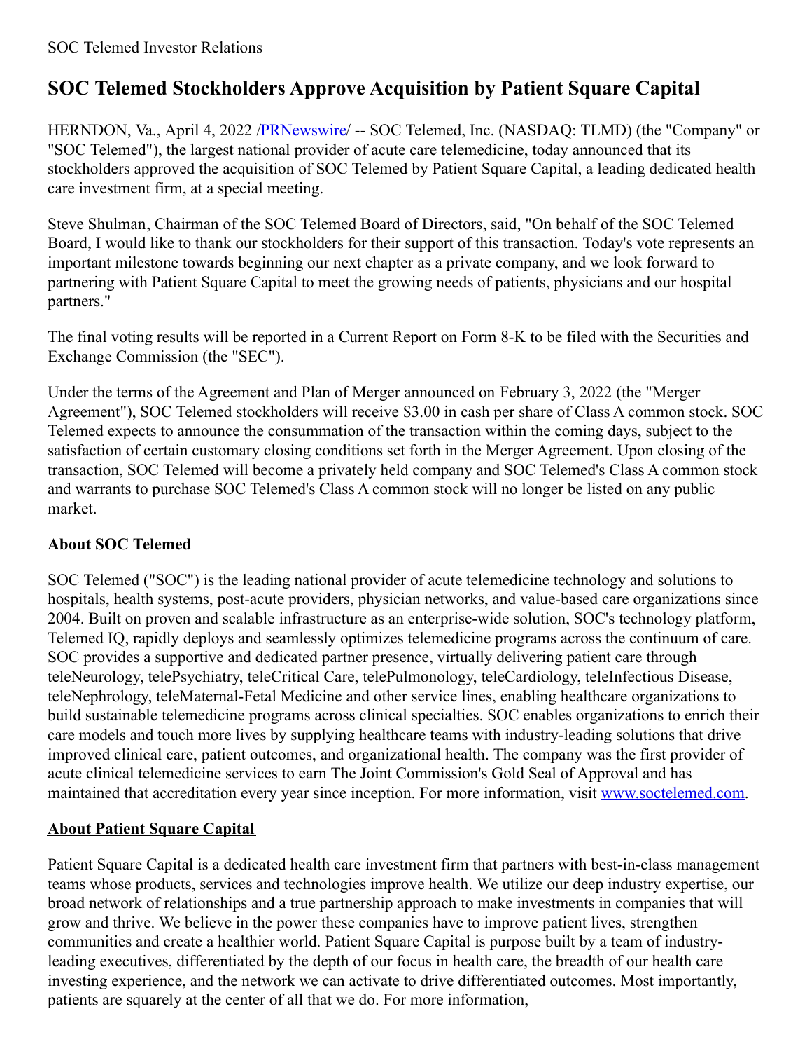SOC Telemed Investor Relations

# SOC Telemed Stockholders Approve Acquisition by Patient Square Capital

HERNDON, Va., April 4, 2022 /PRNewswire/ -- SOC Telemed, Inc. (NASDAQ: TLMD) (the "Company" or "SOC Telemed"), the largest national provider of acute care telemedicine, today announced that its stockholders approved the acquisition of SOC Telemed by Patient Square Capital, a leading dedicated health care investment firm, at a special meeting.

Steve Shulman, Chairman of the SOC Telemed Board of Directors, said, "On behalf of the SOC Telemed Board, I would like to thank our stockholders for their support of this transaction. Today's vote represents an important milestone towards beginning our next chapter as a private company, and we look forward to partnering with Patient Square Capital to meet the growing needs of patients, physicians and our hospital partners."

The final voting results will be reported in a Current Report on Form 8-K to be filed with the Securities and Exchange Commission (the "SEC").

Under the terms of the Agreement and Plan of Merger announced on February 3, 2022 (the "Merger Agreement"), SOC Telemed stockholders will receive $3.00 in cash per share of Class A common stock. SOC Telemed expects to announce the consummation of the transaction within the coming days, subject to the satisfaction of certain customary closing conditions set forth in the Merger Agreement. Upon closing of the transaction, SOC Telemed will become a privately held company and SOC Telemed's Class A common stock and warrants to purchase SOC Telemed's Class A common stock will no longer be listed on any public market.

## About SOC Telemed

SOC Telemed ("SOC") is the leading national provider of acute telemedicine technology and solutions to hospitals, health systems, post-acute providers, physician networks, and value-based care organizations since 2004. Built on proven and scalable infrastructure as an enterprise-wide solution, SOC's technology platform, Telemed IQ, rapidly deploys and seamlessly optimizes telemedicine programs across the continuum of care. SOC provides a supportive and dedicated partner presence, virtually delivering patient care through teleNeurology, telePsychiatry, teleCritical Care, telePulmonology, teleCardiology, teleInfectious Disease, teleNephrology, teleMaternal-Fetal Medicine and other service lines, enabling healthcare organizations to build sustainable telemedicine programs across clinical specialties. SOC enables organizations to enrich their care models and touch more lives by supplying healthcare teams with industry-leading solutions that drive improved clinical care, patient outcomes, and organizational health. The company was the first provider of acute clinical telemedicine services to earn The Joint Commission's Gold Seal of Approval and has maintained that accreditation every year since inception. For more information, visit www.soctelemed.com.

## About Patient Square Capital

Patient Square Capital is a dedicated health care investment firm that partners with best-in-class management teams whose products, services and technologies improve health. We utilize our deep industry expertise, our broad network of relationships and a true partnership approach to make investments in companies that will grow and thrive. We believe in the power these companies have to improve patient lives, strengthen communities and create a healthier world. Patient Square Capital is purpose built by a team of industry-leading executives, differentiated by the depth of our focus in health care, the breadth of our health care investing experience, and the network we can activate to drive differentiated outcomes. Most importantly, patients are squarely at the center of all that we do. For more information,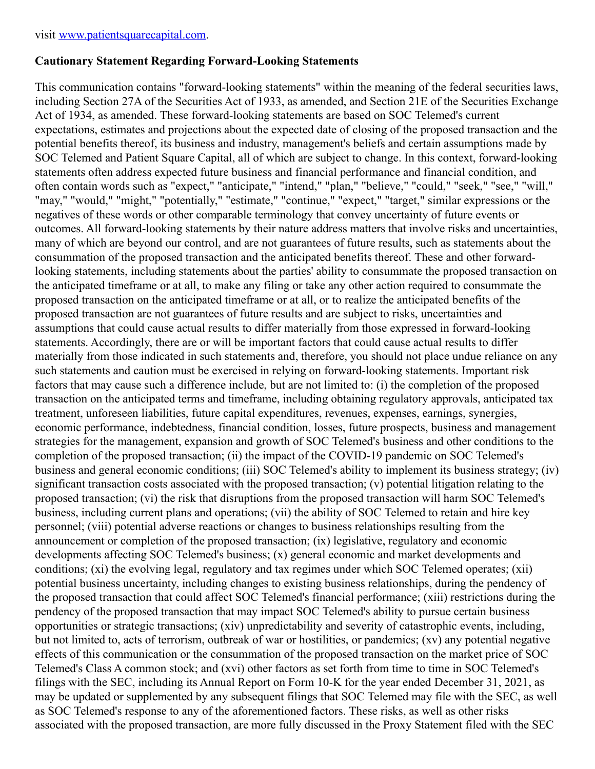visit [www.patientsquarecapital.com](http://www.patientsquarecapital.com).

**Cautionary Statement Regarding Forward-Looking Statements**

This communication contains "forward-looking statements" within the meaning of the federal securities laws, including Section 27A of the Securities Act of 1933, as amended, and Section 21E of the Securities Exchange Act of 1934, as amended. These forward-looking statements are based on SOC Telemed's current expectations, estimates and projections about the expected date of closing of the proposed transaction and the potential benefits thereof, its business and industry, management's beliefs and certain assumptions made by SOC Telemed and Patient Square Capital, all of which are subject to change. In this context, forward-looking statements often address expected future business and financial performance and financial condition, and often contain words such as "expect," "anticipate," "intend," "plan," "believe," "could," "seek," "see," "will," "may," "would," "might," "potentially," "estimate," "continue," "expect," "target," similar expressions or the negatives of these words or other comparable terminology that convey uncertainty of future events or outcomes. All forward-looking statements by their nature address matters that involve risks and uncertainties, many of which are beyond our control, and are not guarantees of future results, such as statements about the consummation of the proposed transaction and the anticipated benefits thereof. These and other forward-looking statements, including statements about the parties' ability to consummate the proposed transaction on the anticipated timeframe or at all, to make any filing or take any other action required to consummate the proposed transaction on the anticipated timeframe or at all, or to realize the anticipated benefits of the proposed transaction are not guarantees of future results and are subject to risks, uncertainties and assumptions that could cause actual results to differ materially from those expressed in forward-looking statements. Accordingly, there are or will be important factors that could cause actual results to differ materially from those indicated in such statements and, therefore, you should not place undue reliance on any such statements and caution must be exercised in relying on forward-looking statements. Important risk factors that may cause such a difference include, but are not limited to: (i) the completion of the proposed transaction on the anticipated terms and timeframe, including obtaining regulatory approvals, anticipated tax treatment, unforeseen liabilities, future capital expenditures, revenues, expenses, earnings, synergies, economic performance, indebtedness, financial condition, losses, future prospects, business and management strategies for the management, expansion and growth of SOC Telemed's business and other conditions to the completion of the proposed transaction; (ii) the impact of the COVID-19 pandemic on SOC Telemed's business and general economic conditions; (iii) SOC Telemed's ability to implement its business strategy; (iv) significant transaction costs associated with the proposed transaction; (v) potential litigation relating to the proposed transaction; (vi) the risk that disruptions from the proposed transaction will harm SOC Telemed's business, including current plans and operations; (vii) the ability of SOC Telemed to retain and hire key personnel; (viii) potential adverse reactions or changes to business relationships resulting from the announcement or completion of the proposed transaction; (ix) legislative, regulatory and economic developments affecting SOC Telemed's business; (x) general economic and market developments and conditions; (xi) the evolving legal, regulatory and tax regimes under which SOC Telemed operates; (xii) potential business uncertainty, including changes to existing business relationships, during the pendency of the proposed transaction that could affect SOC Telemed's financial performance; (xiii) restrictions during the pendency of the proposed transaction that may impact SOC Telemed's ability to pursue certain business opportunities or strategic transactions; (xiv) unpredictability and severity of catastrophic events, including, but not limited to, acts of terrorism, outbreak of war or hostilities, or pandemics; (xv) any potential negative effects of this communication or the consummation of the proposed transaction on the market price of SOC Telemed's Class A common stock; and (xvi) other factors as set forth from time to time in SOC Telemed's filings with the SEC, including its Annual Report on Form 10-K for the year ended December 31, 2021, as may be updated or supplemented by any subsequent filings that SOC Telemed may file with the SEC, as well as SOC Telemed's response to any of the aforementioned factors. These risks, as well as other risks associated with the proposed transaction, are more fully discussed in the Proxy Statement filed with the SEC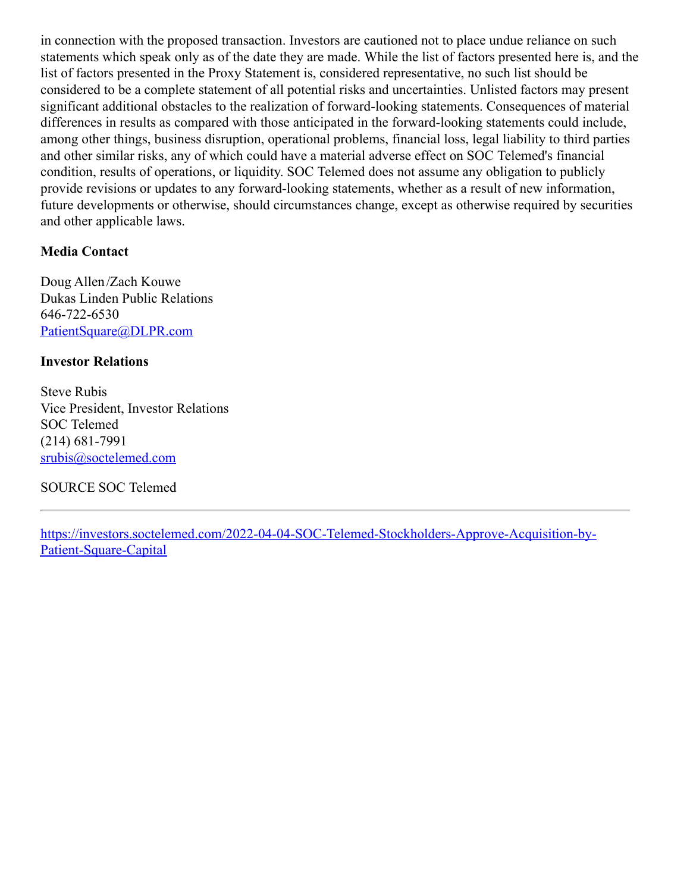in connection with the proposed transaction. Investors are cautioned not to place undue reliance on such statements which speak only as of the date they are made. While the list of factors presented here is, and the list of factors presented in the Proxy Statement is, considered representative, no such list should be considered to be a complete statement of all potential risks and uncertainties. Unlisted factors may present significant additional obstacles to the realization of forward-looking statements. Consequences of material differences in results as compared with those anticipated in the forward-looking statements could include, among other things, business disruption, operational problems, financial loss, legal liability to third parties and other similar risks, any of which could have a material adverse effect on SOC Telemed's financial condition, results of operations, or liquidity. SOC Telemed does not assume any obligation to publicly provide revisions or updates to any forward-looking statements, whether as a result of new information, future developments or otherwise, should circumstances change, except as otherwise required by securities and other applicable laws.

**Media Contact**

Doug Allen/Zach Kouwe
Dukas Linden Public Relations
646-722-6530
PatientSquare@DLPR.com

**Investor Relations**

Steve Rubis
Vice President, Investor Relations
SOC Telemed
(214) 681-7991
srubis@soctelemed.com

SOURCE SOC Telemed

---

https://investors.soctelemed.com/2022-04-04-SOC-Telemed-Stockholders-Approve-Acquisition-by-Patient-Square-Capital